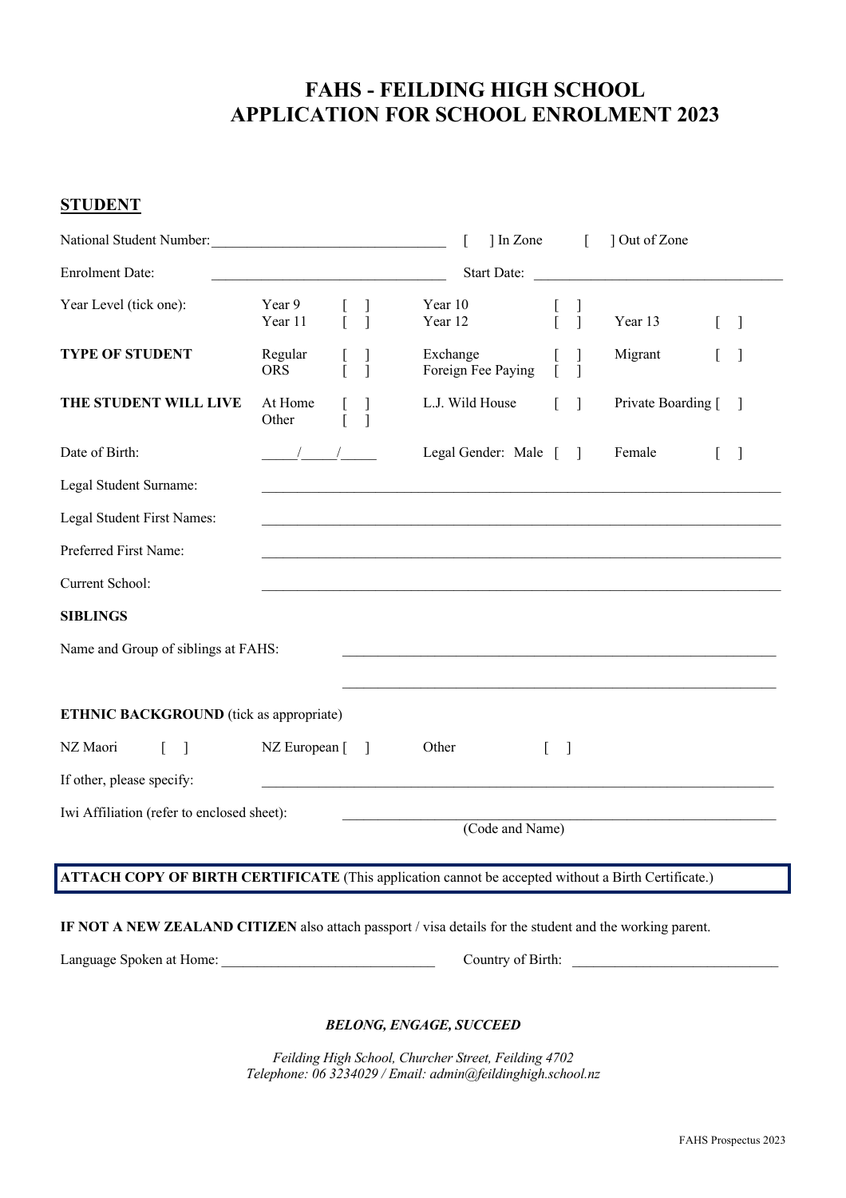# FAHS - FEILDING HIGH SCHOOL
# APPLICATION FOR SCHOOL ENROLMENT 2023

## STUDENT

National Student Number: ________________________________ [ ] In Zone [ ] Out of Zone

Enrolment Date: ________________________________ Start Date: ________________________________

| | | | | | | |
|---|---|---|---|---|---|---|
| Year Level (tick one): | Year 9 [ ]<br>Year 11 [ ] | | Year 10 [ ]<br>Year 12 [ ] | | Year 13 [ ] | |
| **TYPE OF STUDENT** | Regular [ ]<br>ORS [ ] | | Exchange [ ]<br>Foreign Fee Paying [ ] | | Migrant [ ] | |
| **THE STUDENT WILL LIVE** | At Home [ ]<br>Other [ ] | | L.J. Wild House [ ] | | Private Boarding [ ] | |

Date of Birth: _____/_____/_____ Legal Gender: Male [ ] Female [ ]

Legal Student Surname: ________________________________________________________________

Legal Student First Names: ________________________________________________________________

Preferred First Name: ________________________________________________________________

Current School: ________________________________________________________________

**SIBLINGS**

Name and Group of siblings at FAHS: ________________________________________________________________

________________________________________________________________

**ETHNIC BACKGROUND** (tick as appropriate)

NZ Maori [ ] NZ European [ ] Other [ ]

If other, please specify: ________________________________________________________________

Iwi Affiliation (refer to enclosed sheet): ________________________________________________________________
(Code and Name)

**ATTACH COPY OF BIRTH CERTIFICATE** (This application cannot be accepted without a Birth Certificate.)

**IF NOT A NEW ZEALAND CITIZEN** also attach passport / visa details for the student and the working parent.

Language Spoken at Home: ______________________________ Country of Birth: ______________________________

***BELONG, ENGAGE, SUCCEED***

*Feilding High School, Churcher Street, Feilding 4702*
*Telephone: 06 3234029 / Email: admin@feildinghigh.school.nz*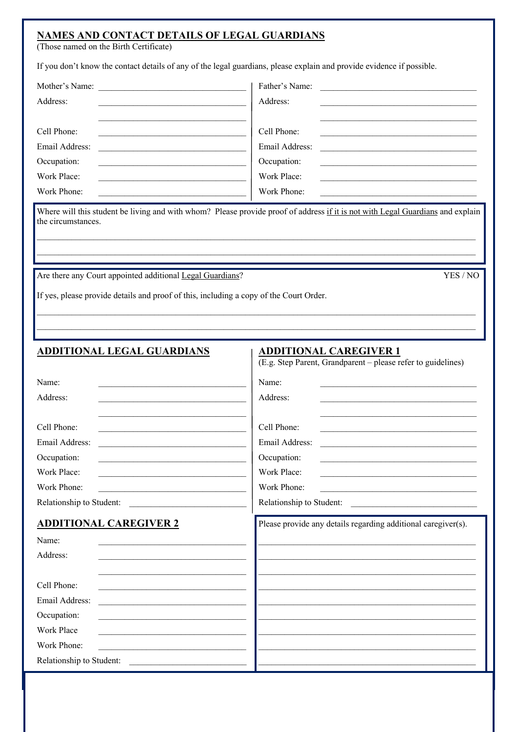## NAMES AND CONTACT DETAILS OF LEGAL GUARDIANS

(Those named on the Birth Certificate)

If you don't know the contact details of any of the legal guardians, please explain and provide evidence if possible.

| | |
|---|---|
| Mother's Name: ______________________ | Father's Name: ______________________ |
| Address: ______________________ | Address: ______________________ |
| ______________________ | ______________________ |
| Cell Phone: ______________________ | Cell Phone: ______________________ |
| Email Address: ______________________ | Email Address: ______________________ |
| Occupation: ______________________ | Occupation: ______________________ |
| Work Place: ______________________ | Work Place: ______________________ |
| Work Phone: ______________________ | Work Phone: ______________________ |

Where will this student be living and with whom? Please provide proof of address if it is not with Legal Guardians and explain the circumstances.

______________________________________________________________________

______________________________________________________________________

Are there any Court appointed additional Legal Guardians? YES / NO

If yes, please provide details and proof of this, including a copy of the Court Order.

______________________________________________________________________

______________________________________________________________________

| **ADDITIONAL LEGAL GUARDIANS** | **ADDITIONAL CAREGIVER 1** (E.g. Step Parent, Grandparent – please refer to guidelines) |
|---|---|
| Name: ______________________ | Name: ______________________ |
| Address: ______________________ | Address: ______________________ |
| ______________________ | ______________________ |
| Cell Phone: ______________________ | Cell Phone: ______________________ |
| Email Address: ______________________ | Email Address: ______________________ |
| Occupation: ______________________ | Occupation: ______________________ |
| Work Place: ______________________ | Work Place: ______________________ |
| Work Phone: ______________________ | Work Phone: ______________________ |
| Relationship to Student: ______________________ | Relationship to Student: ______________________ |

## ADDITIONAL CAREGIVER 2

Name: ______________________

Address: ______________________

______________________

Cell Phone: ______________________

Email Address: ______________________

Occupation: ______________________

Work Place ______________________

Work Phone: ______________________

Relationship to Student: ______________________

Please provide any details regarding additional caregiver(s).

______________________________________________________________________

______________________________________________________________________

______________________________________________________________________

______________________________________________________________________

______________________________________________________________________

______________________________________________________________________

______________________________________________________________________

______________________________________________________________________

______________________________________________________________________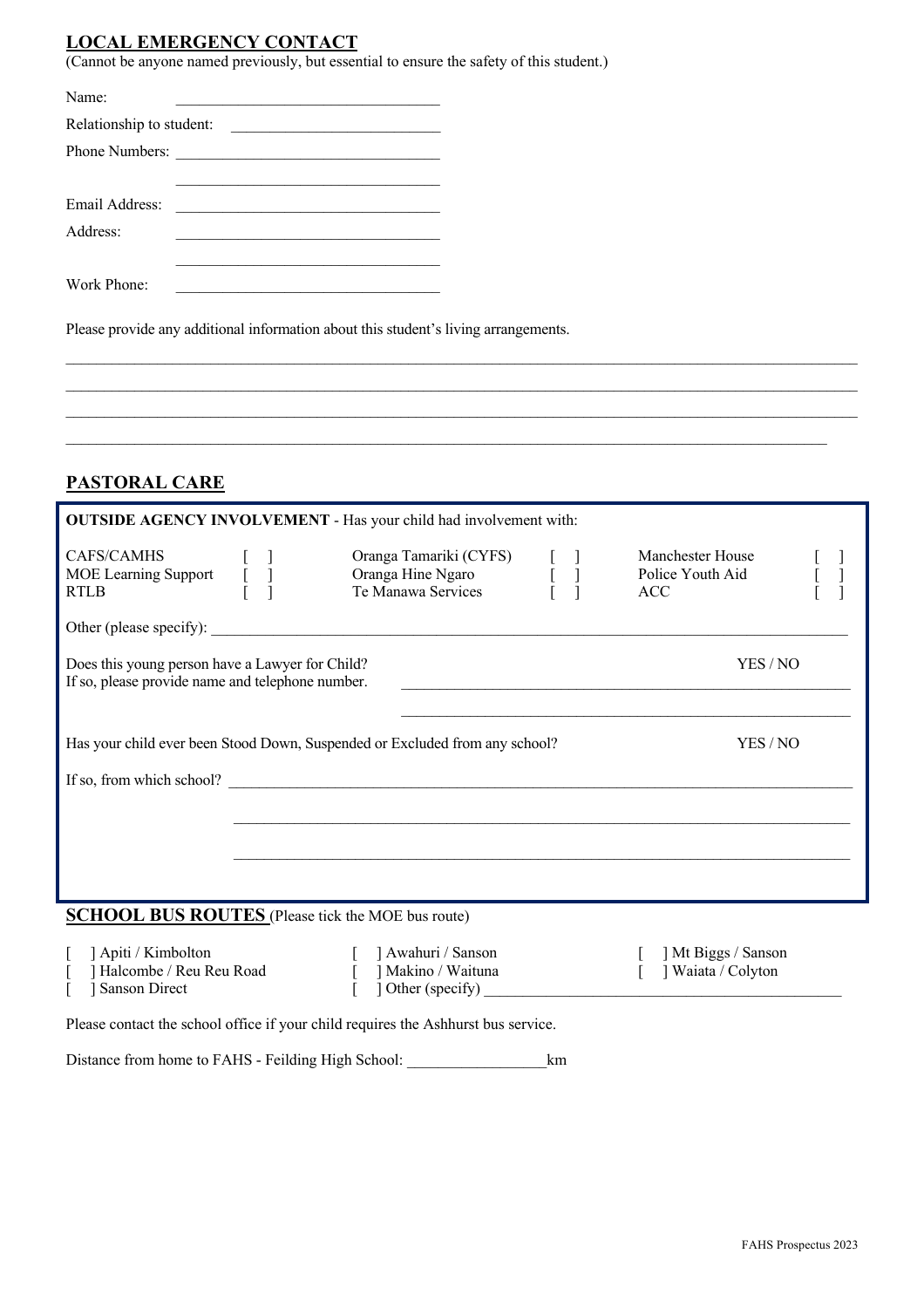## LOCAL EMERGENCY CONTACT

(Cannot be anyone named previously, but essential to ensure the safety of this student.)

Name: ________________________________

Relationship to student: ________________________________

Phone Numbers: ________________________________

________________________________

Email Address: ________________________________

Address: ________________________________

________________________________

Work Phone: ________________________________

Please provide any additional information about this student's living arrangements.

________________________________________________________________________________________________

________________________________________________________________________________________________

________________________________________________________________________________________________

________________________________________________________________________________________________

## PASTORAL CARE

**OUTSIDE AGENCY INVOLVEMENT** - Has your child had involvement with:

| | | | | | |
|---|---|---|---|---|---|
| CAFS/CAMHS | [ ] | Oranga Tamariki (CYFS) | [ ] | Manchester House | [ ] |
| MOE Learning Support | [ ] | Oranga Hine Ngaro | [ ] | Police Youth Aid | [ ] |
| RTLB | [ ] | Te Manawa Services | [ ] | ACC | [ ] |

Other (please specify): ________________________________________________________________

Does this young person have a Lawyer for Child? YES / NO

If so, please provide name and telephone number. ________________________________________________

________________________________________________

Has your child ever been Stood Down, Suspended or Excluded from any school? YES / NO

If so, from which school? ________________________________________________________________

________________________________________________________________

________________________________________________________________

## SCHOOL BUS ROUTES (Please tick the MOE bus route)

[ ] Apiti / Kimbolton
[ ] Halcombe / Reu Reu Road
[ ] Sanson Direct
[ ] Awahuri / Sanson
[ ] Makino / Waituna
[ ] Other (specify) ________________________________________________
[ ] Mt Biggs / Sanson
[ ] Waiata / Colyton

Please contact the school office if your child requires the Ashhurst bus service.

Distance from home to FAHS - Feilding High School: _________________km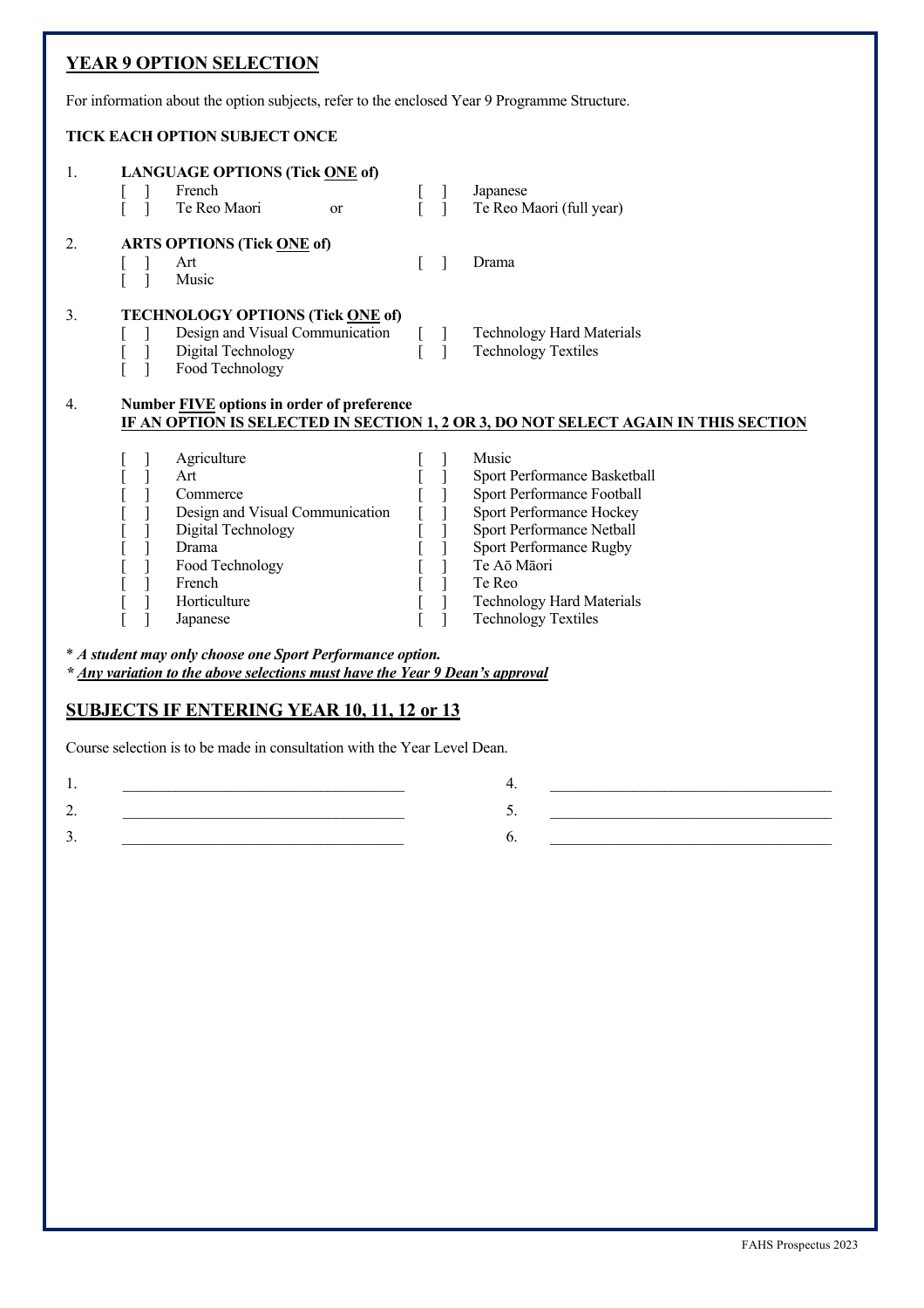## YEAR 9 OPTION SELECTION

For information about the option subjects, refer to the enclosed Year 9 Programme Structure.

**TICK EACH OPTION SUBJECT ONCE**

1. **LANGUAGE OPTIONS (Tick ONE of)**
   - [ ] French
   - [ ] Japanese
   - [ ] Te Reo Maori or
   - [ ] Te Reo Maori (full year)

2. **ARTS OPTIONS (Tick ONE of)**
   - [ ] Art
   - [ ] Drama
   - [ ] Music

3. **TECHNOLOGY OPTIONS (Tick ONE of)**
   - [ ] Design and Visual Communication
   - [ ] Technology Hard Materials
   - [ ] Digital Technology
   - [ ] Technology Textiles
   - [ ] Food Technology

4. **Number FIVE options in order of preference**
   **IF AN OPTION IS SELECTED IN SECTION 1, 2 OR 3, DO NOT SELECT AGAIN IN THIS SECTION**

   - [ ] Agriculture
   - [ ] Art
   - [ ] Commerce
   - [ ] Design and Visual Communication
   - [ ] Digital Technology
   - [ ] Drama
   - [ ] Food Technology
   - [ ] French
   - [ ] Horticulture
   - [ ] Japanese
   - [ ] Music
   - [ ] Sport Performance Basketball
   - [ ] Sport Performance Football
   - [ ] Sport Performance Hockey
   - [ ] Sport Performance Netball
   - [ ] Sport Performance Rugby
   - [ ] Te Aō Māori
   - [ ] Te Reo
   - [ ] Technology Hard Materials
   - [ ] Technology Textiles

\* ***A student may only choose one Sport Performance option.***
***\* Any variation to the above selections must have the Year 9 Dean's approval***

## SUBJECTS IF ENTERING YEAR 10, 11, 12 or 13

Course selection is to be made in consultation with the Year Level Dean.

1. ____________________
2. ____________________
3. ____________________
4. ____________________
5. ____________________
6. ____________________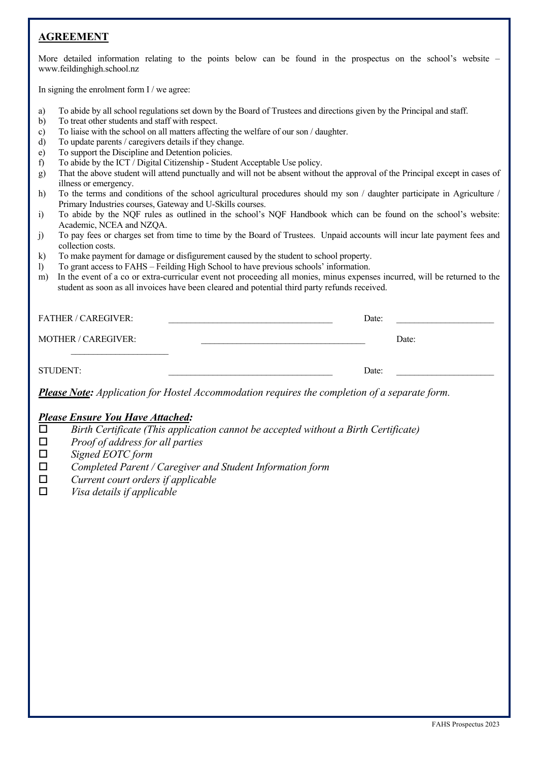## AGREEMENT

More detailed information relating to the points below can be found in the prospectus on the school's website – www.feildinghigh.school.nz

In signing the enrolment form I / we agree:

a) To abide by all school regulations set down by the Board of Trustees and directions given by the Principal and staff.
b) To treat other students and staff with respect.
c) To liaise with the school on all matters affecting the welfare of our son / daughter.
d) To update parents / caregivers details if they change.
e) To support the Discipline and Detention policies.
f) To abide by the ICT / Digital Citizenship - Student Acceptable Use policy.
g) That the above student will attend punctually and will not be absent without the approval of the Principal except in cases of illness or emergency.
h) To the terms and conditions of the school agricultural procedures should my son / daughter participate in Agriculture / Primary Industries courses, Gateway and U-Skills courses.
i) To abide by the NQF rules as outlined in the school's NQF Handbook which can be found on the school's website: Academic, NCEA and NZQA.
j) To pay fees or charges set from time to time by the Board of Trustees. Unpaid accounts will incur late payment fees and collection costs.
k) To make payment for damage or disfigurement caused by the student to school property.
l) To grant access to FAHS – Feilding High School to have previous schools' information.
m) In the event of a co or extra-curricular event not proceeding all monies, minus expenses incurred, will be returned to the student as soon as all invoices have been cleared and potential third party refunds received.

FATHER / CAREGIVER: ____________________________________ Date: ______________________

MOTHER / CAREGIVER: ____________________________________ Date: ______________________

STUDENT: ____________________________________ Date: ______________________

***Please Note:*** *Application for Hostel Accommodation requires the completion of a separate form.*

***Please Ensure You Have Attached:***

- ☐ *Birth Certificate (This application cannot be accepted without a Birth Certificate)*
- ☐ *Proof of address for all parties*
- ☐ *Signed EOTC form*
- ☐ *Completed Parent / Caregiver and Student Information form*
- ☐ *Current court orders if applicable*
- ☐ *Visa details if applicable*